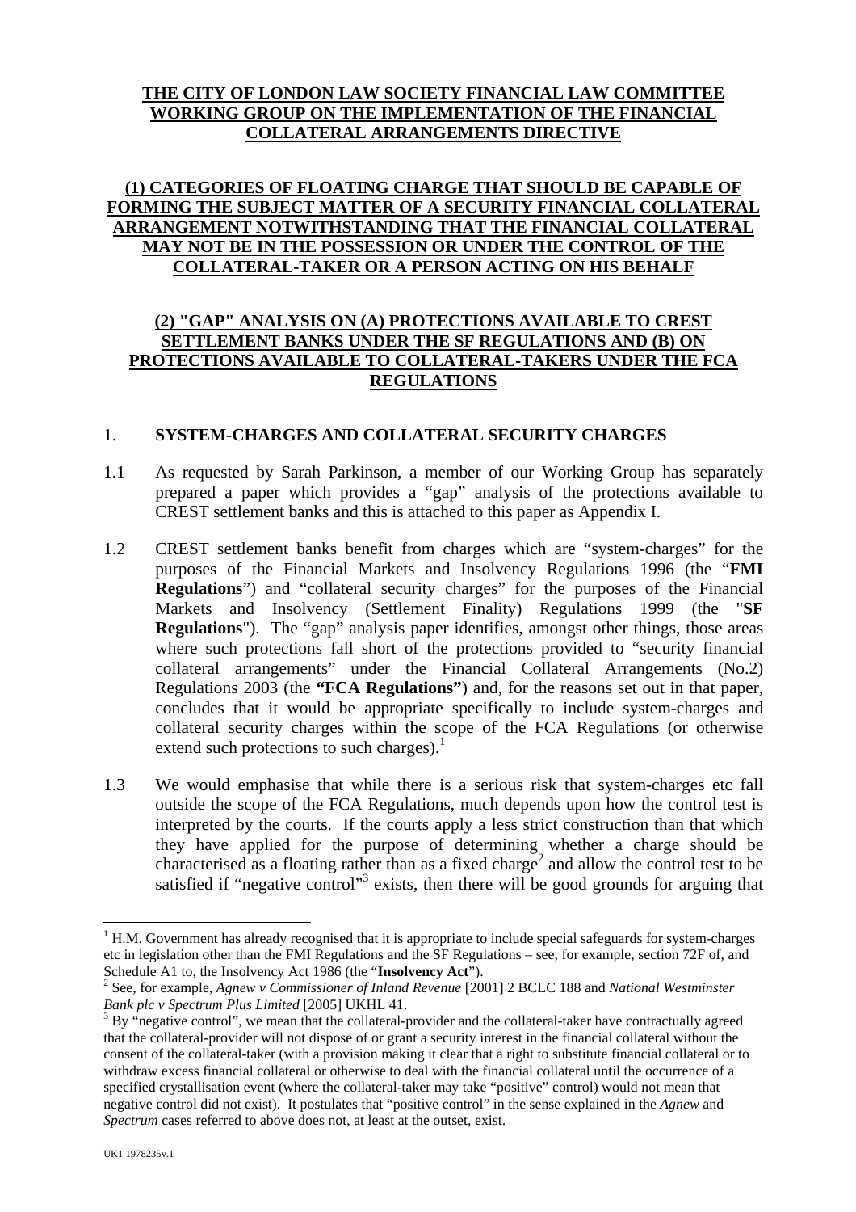# THE CITY OF LONDON LAW SOCIETY FINANCIAL LAW COMMITTEE WORKING GROUP ON THE IMPLEMENTATION OF THE FINANCIAL COLLATERAL ARRANGEMENTS DIRECTIVE

## (1) CATEGORIES OF FLOATING CHARGE THAT SHOULD BE CAPABLE OF FORMING THE SUBJECT MATTER OF A SECURITY FINANCIAL COLLATERAL ARRANGEMENT NOTWITHSTANDING THAT THE FINANCIAL COLLATERAL MAY NOT BE IN THE POSSESSION OR UNDER THE CONTROL OF THE COLLATERAL-TAKER OR A PERSON ACTING ON HIS BEHALF

## (2) "GAP" ANALYSIS ON (A) PROTECTIONS AVAILABLE TO CREST SETTLEMENT BANKS UNDER THE SF REGULATIONS AND (B) ON PROTECTIONS AVAILABLE TO COLLATERAL-TAKERS UNDER THE FCA REGULATIONS

### 1. SYSTEM-CHARGES AND COLLATERAL SECURITY CHARGES

1.1 As requested by Sarah Parkinson, a member of our Working Group has separately prepared a paper which provides a "gap" analysis of the protections available to CREST settlement banks and this is attached to this paper as Appendix I.

1.2 CREST settlement banks benefit from charges which are "system-charges" for the purposes of the Financial Markets and Insolvency Regulations 1996 (the "**FMI Regulations**") and "collateral security charges" for the purposes of the Financial Markets and Insolvency (Settlement Finality) Regulations 1999 (the "**SF Regulations**"). The "gap" analysis paper identifies, amongst other things, those areas where such protections fall short of the protections provided to "security financial collateral arrangements" under the Financial Collateral Arrangements (No.2) Regulations 2003 (the **"FCA Regulations"**) and, for the reasons set out in that paper, concludes that it would be appropriate specifically to include system-charges and collateral security charges within the scope of the FCA Regulations (or otherwise extend such protections to such charges).[1]

1.3 We would emphasise that while there is a serious risk that system-charges etc fall outside the scope of the FCA Regulations, much depends upon how the control test is interpreted by the courts. If the courts apply a less strict construction than that which they have applied for the purpose of determining whether a charge should be characterised as a floating rather than as a fixed charge[2] and allow the control test to be satisfied if "negative control"[3] exists, then there will be good grounds for arguing that

---

[1] H.M. Government has already recognised that it is appropriate to include special safeguards for system-charges etc in legislation other than the FMI Regulations and the SF Regulations – see, for example, section 72F of, and Schedule A1 to, the Insolvency Act 1986 (the "**Insolvency Act**").

[2] See, for example, *Agnew v Commissioner of Inland Revenue* [2001] 2 BCLC 188 and *National Westminster Bank plc v Spectrum Plus Limited* [2005] UKHL 41.

[3] By "negative control", we mean that the collateral-provider and the collateral-taker have contractually agreed that the collateral-provider will not dispose of or grant a security interest in the financial collateral without the consent of the collateral-taker (with a provision making it clear that a right to substitute financial collateral or to withdraw excess financial collateral or otherwise to deal with the financial collateral until the occurrence of a specified crystallisation event (where the collateral-taker may take "positive" control) would not mean that negative control did not exist). It postulates that "positive control" in the sense explained in the *Agnew* and *Spectrum* cases referred to above does not, at least at the outset, exist.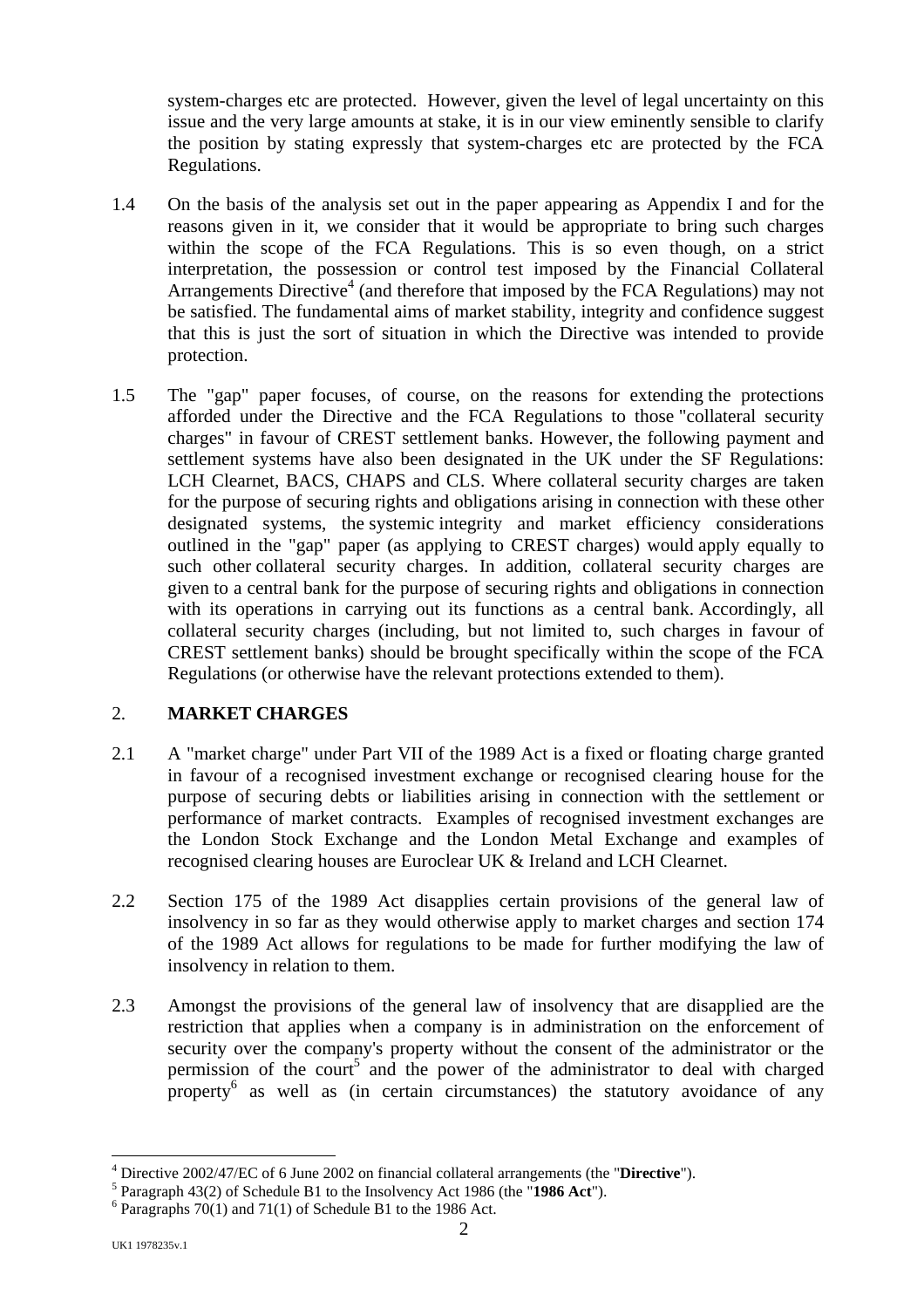system-charges etc are protected. However, given the level of legal uncertainty on this issue and the very large amounts at stake, it is in our view eminently sensible to clarify the position by stating expressly that system-charges etc are protected by the FCA Regulations.

1.4 On the basis of the analysis set out in the paper appearing as Appendix I and for the reasons given in it, we consider that it would be appropriate to bring such charges within the scope of the FCA Regulations. This is so even though, on a strict interpretation, the possession or control test imposed by the Financial Collateral Arrangements Directive[4] (and therefore that imposed by the FCA Regulations) may not be satisfied. The fundamental aims of market stability, integrity and confidence suggest that this is just the sort of situation in which the Directive was intended to provide protection.

1.5 The "gap" paper focuses, of course, on the reasons for extending the protections afforded under the Directive and the FCA Regulations to those "collateral security charges" in favour of CREST settlement banks. However, the following payment and settlement systems have also been designated in the UK under the SF Regulations: LCH Clearnet, BACS, CHAPS and CLS. Where collateral security charges are taken for the purpose of securing rights and obligations arising in connection with these other designated systems, the systemic integrity and market efficiency considerations outlined in the "gap" paper (as applying to CREST charges) would apply equally to such other collateral security charges. In addition, collateral security charges are given to a central bank for the purpose of securing rights and obligations in connection with its operations in carrying out its functions as a central bank. Accordingly, all collateral security charges (including, but not limited to, such charges in favour of CREST settlement banks) should be brought specifically within the scope of the FCA Regulations (or otherwise have the relevant protections extended to them).

## 2. MARKET CHARGES

2.1 A "market charge" under Part VII of the 1989 Act is a fixed or floating charge granted in favour of a recognised investment exchange or recognised clearing house for the purpose of securing debts or liabilities arising in connection with the settlement or performance of market contracts. Examples of recognised investment exchanges are the London Stock Exchange and the London Metal Exchange and examples of recognised clearing houses are Euroclear UK & Ireland and LCH Clearnet.

2.2 Section 175 of the 1989 Act disapplies certain provisions of the general law of insolvency in so far as they would otherwise apply to market charges and section 174 of the 1989 Act allows for regulations to be made for further modifying the law of insolvency in relation to them.

2.3 Amongst the provisions of the general law of insolvency that are disapplied are the restriction that applies when a company is in administration on the enforcement of security over the company's property without the consent of the administrator or the permission of the court[5] and the power of the administrator to deal with charged property[6] as well as (in certain circumstances) the statutory avoidance of any

---

[4] Directive 2002/47/EC of 6 June 2002 on financial collateral arrangements (the "**Directive**").

[5] Paragraph 43(2) of Schedule B1 to the Insolvency Act 1986 (the "**1986 Act**").

[6] Paragraphs 70(1) and 71(1) of Schedule B1 to the 1986 Act.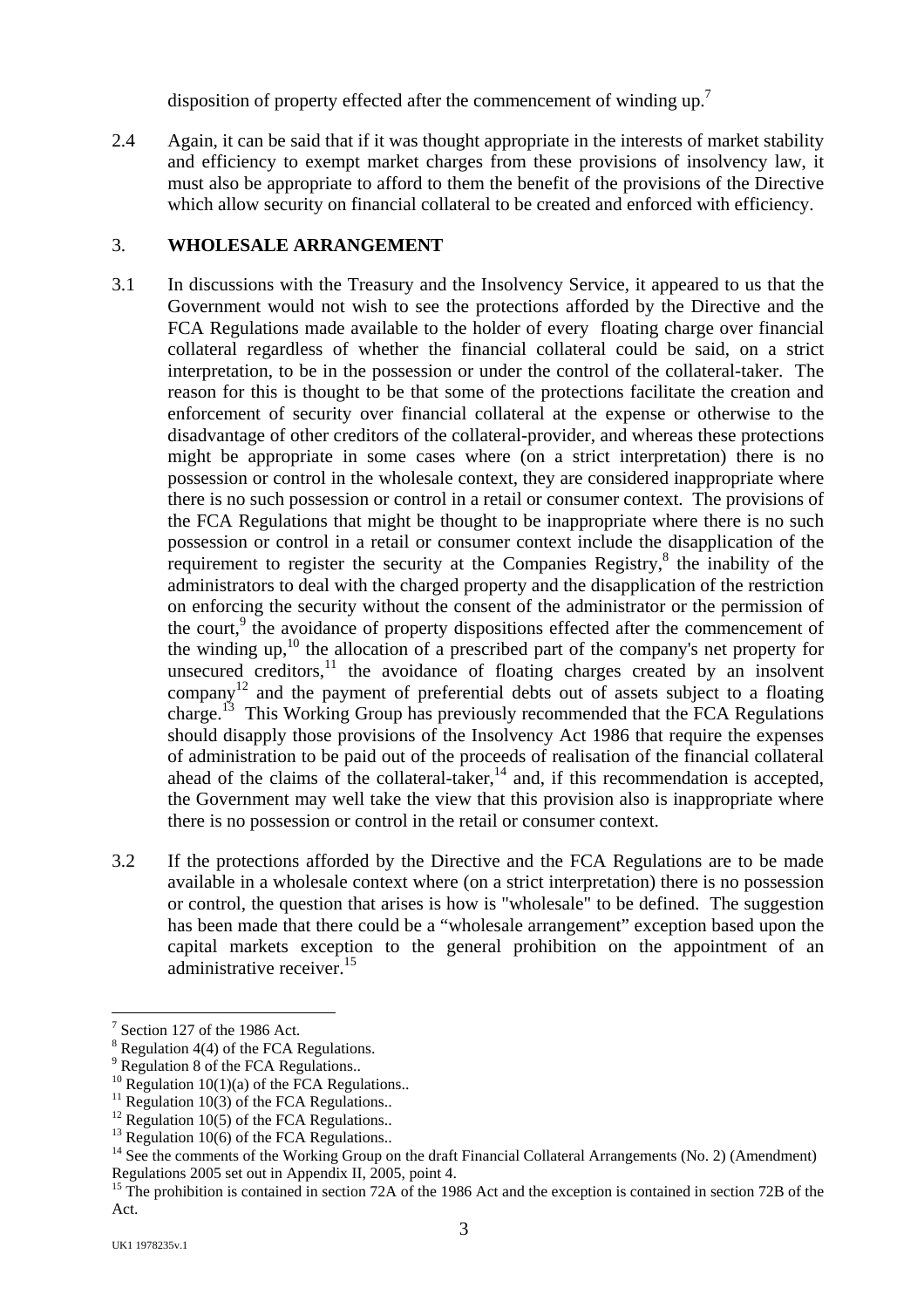disposition of property effected after the commencement of winding up.[7]

2.4 Again, it can be said that if it was thought appropriate in the interests of market stability and efficiency to exempt market charges from these provisions of insolvency law, it must also be appropriate to afford to them the benefit of the provisions of the Directive which allow security on financial collateral to be created and enforced with efficiency.

## 3. WHOLESALE ARRANGEMENT

3.1 In discussions with the Treasury and the Insolvency Service, it appeared to us that the Government would not wish to see the protections afforded by the Directive and the FCA Regulations made available to the holder of every floating charge over financial collateral regardless of whether the financial collateral could be said, on a strict interpretation, to be in the possession or under the control of the collateral-taker. The reason for this is thought to be that some of the protections facilitate the creation and enforcement of security over financial collateral at the expense or otherwise to the disadvantage of other creditors of the collateral-provider, and whereas these protections might be appropriate in some cases where (on a strict interpretation) there is no possession or control in the wholesale context, they are considered inappropriate where there is no such possession or control in a retail or consumer context. The provisions of the FCA Regulations that might be thought to be inappropriate where there is no such possession or control in a retail or consumer context include the disapplication of the requirement to register the security at the Companies Registry,[8] the inability of the administrators to deal with the charged property and the disapplication of the restriction on enforcing the security without the consent of the administrator or the permission of the court,[9] the avoidance of property dispositions effected after the commencement of the winding up,[10] the allocation of a prescribed part of the company's net property for unsecured creditors,[11] the avoidance of floating charges created by an insolvent company[12] and the payment of preferential debts out of assets subject to a floating charge.[13] This Working Group has previously recommended that the FCA Regulations should disapply those provisions of the Insolvency Act 1986 that require the expenses of administration to be paid out of the proceeds of realisation of the financial collateral ahead of the claims of the collateral-taker,[14] and, if this recommendation is accepted, the Government may well take the view that this provision also is inappropriate where there is no possession or control in the retail or consumer context.

3.2 If the protections afforded by the Directive and the FCA Regulations are to be made available in a wholesale context where (on a strict interpretation) there is no possession or control, the question that arises is how is "wholesale" to be defined. The suggestion has been made that there could be a “wholesale arrangement” exception based upon the capital markets exception to the general prohibition on the appointment of an administrative receiver.[15]

---

[7] Section 127 of the 1986 Act.

[8] Regulation 4(4) of the FCA Regulations.

[9] Regulation 8 of the FCA Regulations..

[10] Regulation 10(1)(a) of the FCA Regulations..

[11] Regulation 10(3) of the FCA Regulations..

[12] Regulation 10(5) of the FCA Regulations..

[13] Regulation 10(6) of the FCA Regulations..

[14] See the comments of the Working Group on the draft Financial Collateral Arrangements (No. 2) (Amendment) Regulations 2005 set out in Appendix II, 2005, point 4.

[15] The prohibition is contained in section 72A of the 1986 Act and the exception is contained in section 72B of the Act.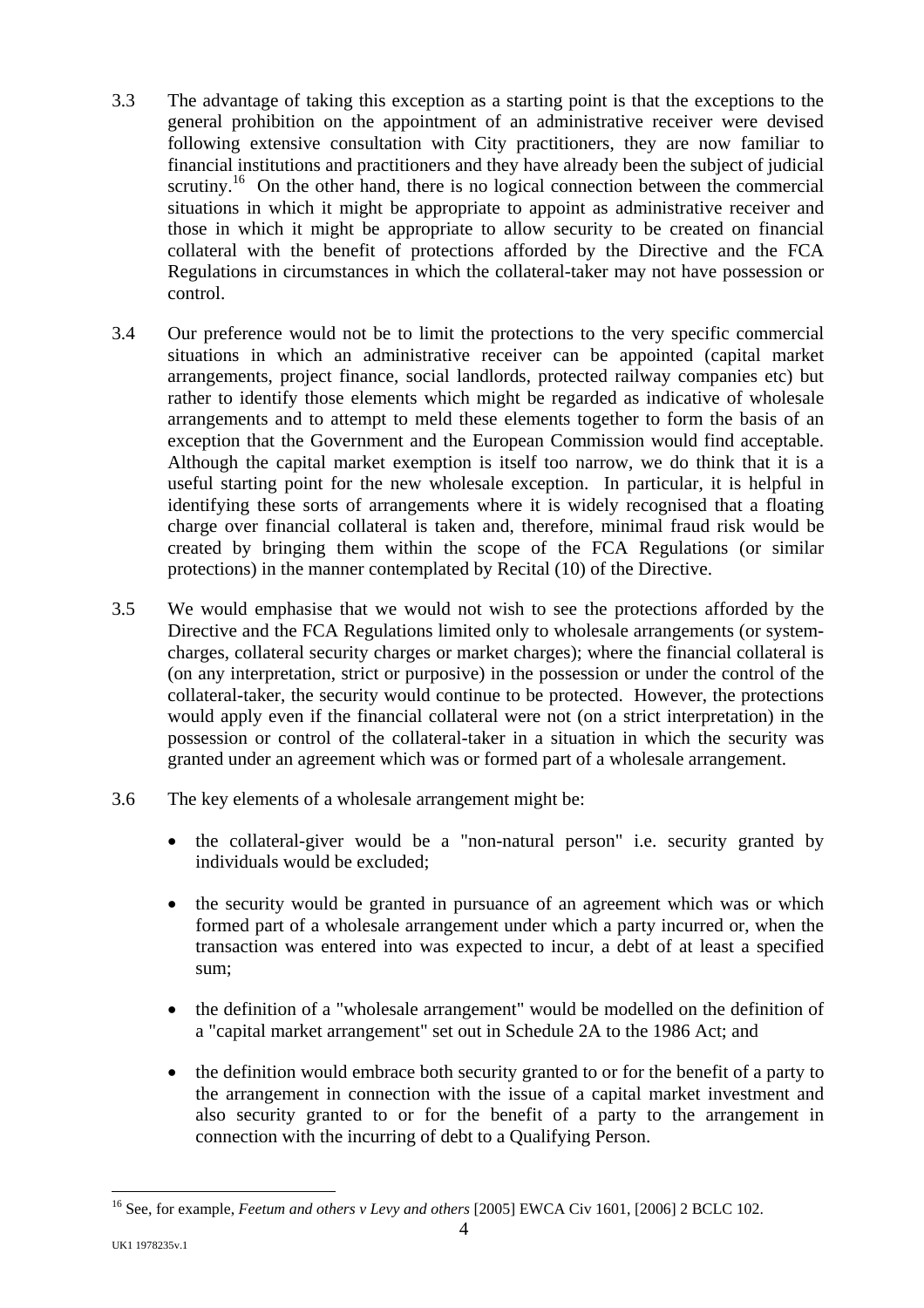3.3 The advantage of taking this exception as a starting point is that the exceptions to the general prohibition on the appointment of an administrative receiver were devised following extensive consultation with City practitioners, they are now familiar to financial institutions and practitioners and they have already been the subject of judicial scrutiny.[16] On the other hand, there is no logical connection between the commercial situations in which it might be appropriate to appoint as administrative receiver and those in which it might be appropriate to allow security to be created on financial collateral with the benefit of protections afforded by the Directive and the FCA Regulations in circumstances in which the collateral-taker may not have possession or control.

3.4 Our preference would not be to limit the protections to the very specific commercial situations in which an administrative receiver can be appointed (capital market arrangements, project finance, social landlords, protected railway companies etc) but rather to identify those elements which might be regarded as indicative of wholesale arrangements and to attempt to meld these elements together to form the basis of an exception that the Government and the European Commission would find acceptable. Although the capital market exemption is itself too narrow, we do think that it is a useful starting point for the new wholesale exception. In particular, it is helpful in identifying these sorts of arrangements where it is widely recognised that a floating charge over financial collateral is taken and, therefore, minimal fraud risk would be created by bringing them within the scope of the FCA Regulations (or similar protections) in the manner contemplated by Recital (10) of the Directive.

3.5 We would emphasise that we would not wish to see the protections afforded by the Directive and the FCA Regulations limited only to wholesale arrangements (or system-charges, collateral security charges or market charges); where the financial collateral is (on any interpretation, strict or purposive) in the possession or under the control of the collateral-taker, the security would continue to be protected. However, the protections would apply even if the financial collateral were not (on a strict interpretation) in the possession or control of the collateral-taker in a situation in which the security was granted under an agreement which was or formed part of a wholesale arrangement.

3.6 The key elements of a wholesale arrangement might be:

- the collateral-giver would be a "non-natural person" i.e. security granted by individuals would be excluded;
- the security would be granted in pursuance of an agreement which was or which formed part of a wholesale arrangement under which a party incurred or, when the transaction was entered into was expected to incur, a debt of at least a specified sum;
- the definition of a "wholesale arrangement" would be modelled on the definition of a "capital market arrangement" set out in Schedule 2A to the 1986 Act; and
- the definition would embrace both security granted to or for the benefit of a party to the arrangement in connection with the issue of a capital market investment and also security granted to or for the benefit of a party to the arrangement in connection with the incurring of debt to a Qualifying Person.

---

[16] See, for example, *Feetum and others v Levy and others* [2005] EWCA Civ 1601, [2006] 2 BCLC 102.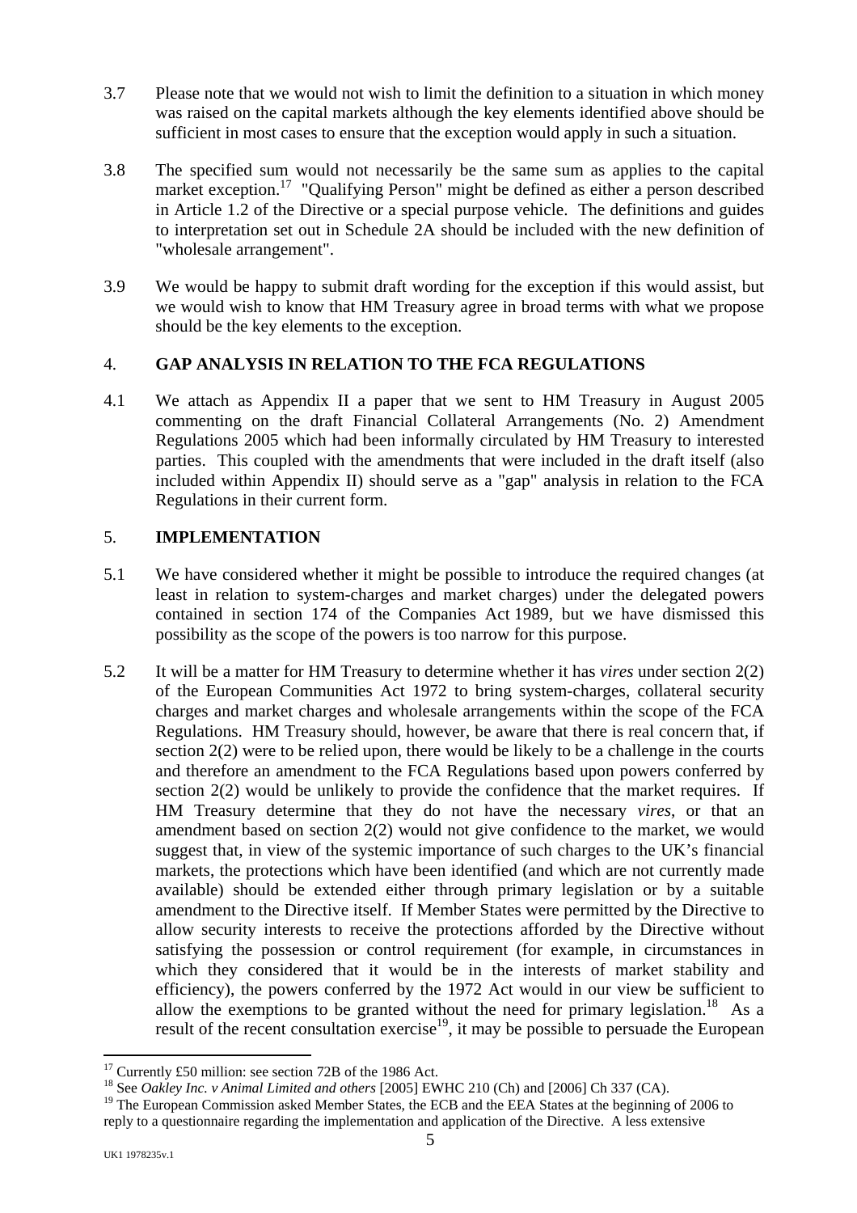3.7 Please note that we would not wish to limit the definition to a situation in which money was raised on the capital markets although the key elements identified above should be sufficient in most cases to ensure that the exception would apply in such a situation.

3.8 The specified sum would not necessarily be the same sum as applies to the capital market exception.[17] "Qualifying Person" might be defined as either a person described in Article 1.2 of the Directive or a special purpose vehicle. The definitions and guides to interpretation set out in Schedule 2A should be included with the new definition of "wholesale arrangement".

3.9 We would be happy to submit draft wording for the exception if this would assist, but we would wish to know that HM Treasury agree in broad terms with what we propose should be the key elements to the exception.

## 4. GAP ANALYSIS IN RELATION TO THE FCA REGULATIONS

4.1 We attach as Appendix II a paper that we sent to HM Treasury in August 2005 commenting on the draft Financial Collateral Arrangements (No. 2) Amendment Regulations 2005 which had been informally circulated by HM Treasury to interested parties. This coupled with the amendments that were included in the draft itself (also included within Appendix II) should serve as a "gap" analysis in relation to the FCA Regulations in their current form.

## 5. IMPLEMENTATION

5.1 We have considered whether it might be possible to introduce the required changes (at least in relation to system-charges and market charges) under the delegated powers contained in section 174 of the Companies Act 1989, but we have dismissed this possibility as the scope of the powers is too narrow for this purpose.

5.2 It will be a matter for HM Treasury to determine whether it has *vires* under section 2(2) of the European Communities Act 1972 to bring system-charges, collateral security charges and market charges and wholesale arrangements within the scope of the FCA Regulations. HM Treasury should, however, be aware that there is real concern that, if section 2(2) were to be relied upon, there would be likely to be a challenge in the courts and therefore an amendment to the FCA Regulations based upon powers conferred by section 2(2) would be unlikely to provide the confidence that the market requires. If HM Treasury determine that they do not have the necessary *vires*, or that an amendment based on section 2(2) would not give confidence to the market, we would suggest that, in view of the systemic importance of such charges to the UK's financial markets, the protections which have been identified (and which are not currently made available) should be extended either through primary legislation or by a suitable amendment to the Directive itself. If Member States were permitted by the Directive to allow security interests to receive the protections afforded by the Directive without satisfying the possession or control requirement (for example, in circumstances in which they considered that it would be in the interests of market stability and efficiency), the powers conferred by the 1972 Act would in our view be sufficient to allow the exemptions to be granted without the need for primary legislation.[18] As a result of the recent consultation exercise[19], it may be possible to persuade the European

---

[17] Currently £50 million: see section 72B of the 1986 Act.

[18] See *Oakley Inc. v Animal Limited and others* [2005] EWHC 210 (Ch) and [2006] Ch 337 (CA).

[19] The European Commission asked Member States, the ECB and the EEA States at the beginning of 2006 to reply to a questionnaire regarding the implementation and application of the Directive. A less extensive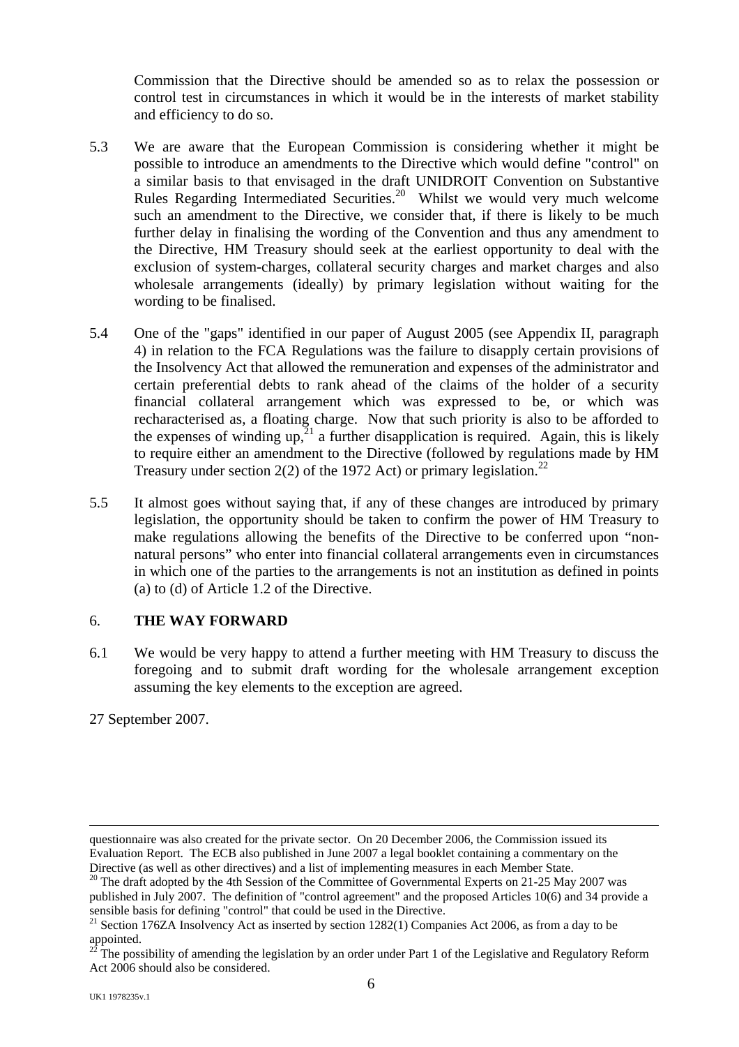Commission that the Directive should be amended so as to relax the possession or control test in circumstances in which it would be in the interests of market stability and efficiency to do so.

5.3 We are aware that the European Commission is considering whether it might be possible to introduce an amendments to the Directive which would define "control" on a similar basis to that envisaged in the draft UNIDROIT Convention on Substantive Rules Regarding Intermediated Securities.[20] Whilst we would very much welcome such an amendment to the Directive, we consider that, if there is likely to be much further delay in finalising the wording of the Convention and thus any amendment to the Directive, HM Treasury should seek at the earliest opportunity to deal with the exclusion of system-charges, collateral security charges and market charges and also wholesale arrangements (ideally) by primary legislation without waiting for the wording to be finalised.

5.4 One of the "gaps" identified in our paper of August 2005 (see Appendix II, paragraph 4) in relation to the FCA Regulations was the failure to disapply certain provisions of the Insolvency Act that allowed the remuneration and expenses of the administrator and certain preferential debts to rank ahead of the claims of the holder of a security financial collateral arrangement which was expressed to be, or which was recharacterised as, a floating charge. Now that such priority is also to be afforded to the expenses of winding up,[21] a further disapplication is required. Again, this is likely to require either an amendment to the Directive (followed by regulations made by HM Treasury under section 2(2) of the 1972 Act) or primary legislation.[22]

5.5 It almost goes without saying that, if any of these changes are introduced by primary legislation, the opportunity should be taken to confirm the power of HM Treasury to make regulations allowing the benefits of the Directive to be conferred upon "non-natural persons" who enter into financial collateral arrangements even in circumstances in which one of the parties to the arrangements is not an institution as defined in points (a) to (d) of Article 1.2 of the Directive.

## 6. THE WAY FORWARD

6.1 We would be very happy to attend a further meeting with HM Treasury to discuss the foregoing and to submit draft wording for the wholesale arrangement exception assuming the key elements to the exception are agreed.

27 September 2007.

---

questionnaire was also created for the private sector. On 20 December 2006, the Commission issued its Evaluation Report. The ECB also published in June 2007 a legal booklet containing a commentary on the Directive (as well as other directives) and a list of implementing measures in each Member State.

[20] The draft adopted by the 4th Session of the Committee of Governmental Experts on 21-25 May 2007 was published in July 2007. The definition of "control agreement" and the proposed Articles 10(6) and 34 provide a sensible basis for defining "control" that could be used in the Directive.

[21] Section 176ZA Insolvency Act as inserted by section 1282(1) Companies Act 2006, as from a day to be appointed.

[22] The possibility of amending the legislation by an order under Part 1 of the Legislative and Regulatory Reform Act 2006 should also be considered.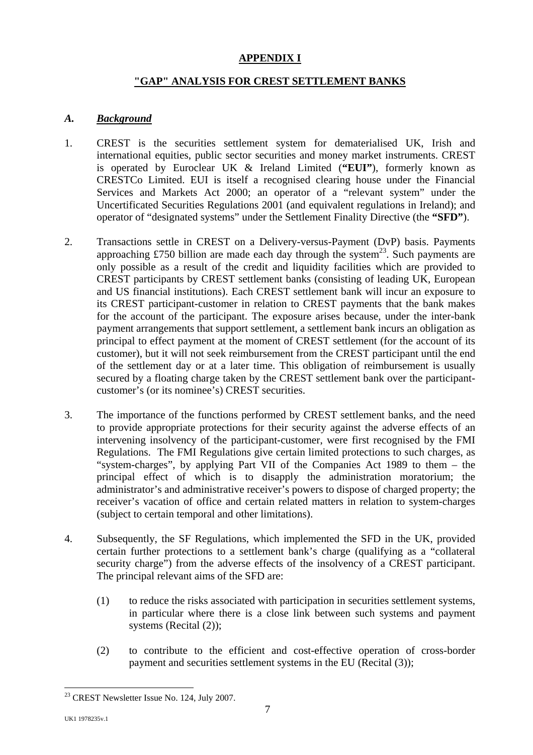# APPENDIX I

## "GAP" ANALYSIS FOR CREST SETTLEMENT BANKS

### *A. Background*

1. CREST is the securities settlement system for dematerialised UK, Irish and international equities, public sector securities and money market instruments. CREST is operated by Euroclear UK & Ireland Limited (**"EUI"**), formerly known as CRESTCo Limited. EUI is itself a recognised clearing house under the Financial Services and Markets Act 2000; an operator of a "relevant system" under the Uncertificated Securities Regulations 2001 (and equivalent regulations in Ireland); and operator of "designated systems" under the Settlement Finality Directive (the **"SFD"**).

2. Transactions settle in CREST on a Delivery-versus-Payment (DvP) basis. Payments approaching £750 billion are made each day through the system[23]. Such payments are only possible as a result of the credit and liquidity facilities which are provided to CREST participants by CREST settlement banks (consisting of leading UK, European and US financial institutions). Each CREST settlement bank will incur an exposure to its CREST participant-customer in relation to CREST payments that the bank makes for the account of the participant. The exposure arises because, under the inter-bank payment arrangements that support settlement, a settlement bank incurs an obligation as principal to effect payment at the moment of CREST settlement (for the account of its customer), but it will not seek reimbursement from the CREST participant until the end of the settlement day or at a later time. This obligation of reimbursement is usually secured by a floating charge taken by the CREST settlement bank over the participant-customer's (or its nominee's) CREST securities.

3. The importance of the functions performed by CREST settlement banks, and the need to provide appropriate protections for their security against the adverse effects of an intervening insolvency of the participant-customer, were first recognised by the FMI Regulations. The FMI Regulations give certain limited protections to such charges, as "system-charges", by applying Part VII of the Companies Act 1989 to them – the principal effect of which is to disapply the administration moratorium; the administrator's and administrative receiver's powers to dispose of charged property; the receiver's vacation of office and certain related matters in relation to system-charges (subject to certain temporal and other limitations).

4. Subsequently, the SF Regulations, which implemented the SFD in the UK, provided certain further protections to a settlement bank's charge (qualifying as a "collateral security charge") from the adverse effects of the insolvency of a CREST participant. The principal relevant aims of the SFD are:

   (1) to reduce the risks associated with participation in securities settlement systems, in particular where there is a close link between such systems and payment systems (Recital (2));

   (2) to contribute to the efficient and cost-effective operation of cross-border payment and securities settlement systems in the EU (Recital (3));

---

[23] CREST Newsletter Issue No. 124, July 2007.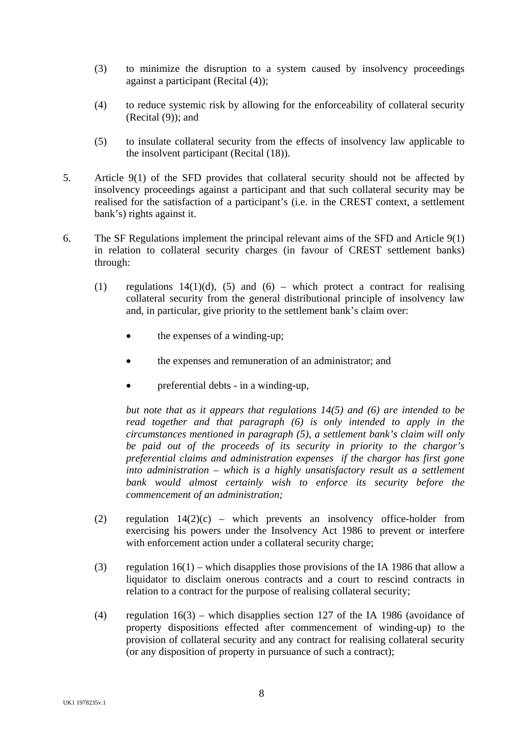(3) to minimize the disruption to a system caused by insolvency proceedings against a participant (Recital (4));

(4) to reduce systemic risk by allowing for the enforceability of collateral security (Recital (9)); and

(5) to insulate collateral security from the effects of insolvency law applicable to the insolvent participant (Recital (18)).

5. Article 9(1) of the SFD provides that collateral security should not be affected by insolvency proceedings against a participant and that such collateral security may be realised for the satisfaction of a participant's (i.e. in the CREST context, a settlement bank's) rights against it.

6. The SF Regulations implement the principal relevant aims of the SFD and Article 9(1) in relation to collateral security charges (in favour of CREST settlement banks) through:

   (1) regulations 14(1)(d), (5) and (6) – which protect a contract for realising collateral security from the general distributional principle of insolvency law and, in particular, give priority to the settlement bank's claim over:

   - the expenses of a winding-up;
   - the expenses and remuneration of an administrator; and
   - preferential debts - in a winding-up,

   *but note that as it appears that regulations 14(5) and (6) are intended to be read together and that paragraph (6) is only intended to apply in the circumstances mentioned in paragraph (5), a settlement bank's claim will only be paid out of the proceeds of its security in priority to the chargor's preferential claims and administration expenses if the chargor has first gone into administration – which is a highly unsatisfactory result as a settlement bank would almost certainly wish to enforce its security before the commencement of an administration;*

   (2) regulation 14(2)(c) – which prevents an insolvency office-holder from exercising his powers under the Insolvency Act 1986 to prevent or interfere with enforcement action under a collateral security charge;

   (3) regulation 16(1) – which disapplies those provisions of the IA 1986 that allow a liquidator to disclaim onerous contracts and a court to rescind contracts in relation to a contract for the purpose of realising collateral security;

   (4) regulation 16(3) – which disapplies section 127 of the IA 1986 (avoidance of property dispositions effected after commencement of winding-up) to the provision of collateral security and any contract for realising collateral security (or any disposition of property in pursuance of such a contract);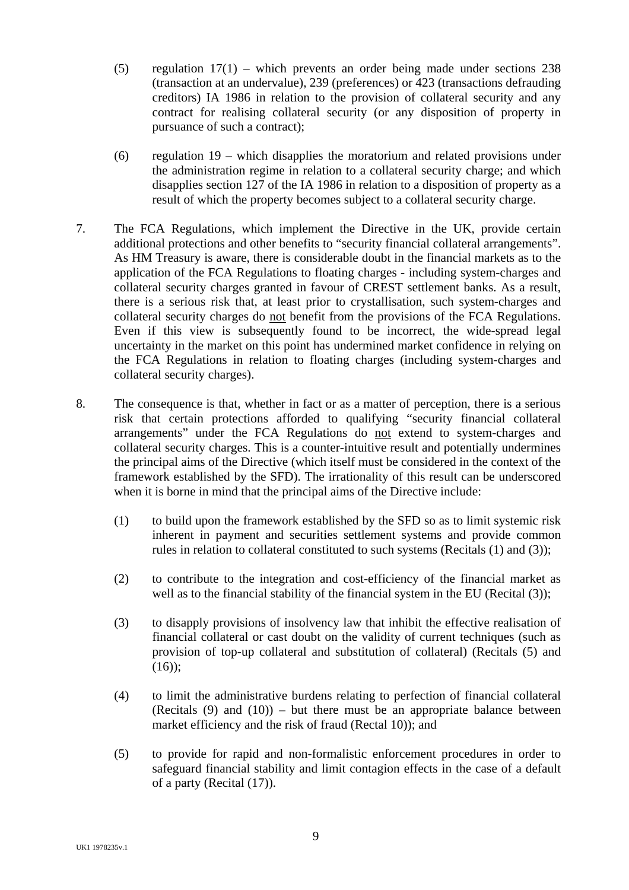(5) regulation 17(1) – which prevents an order being made under sections 238 (transaction at an undervalue), 239 (preferences) or 423 (transactions defrauding creditors) IA 1986 in relation to the provision of collateral security and any contract for realising collateral security (or any disposition of property in pursuance of such a contract);

(6) regulation 19 – which disapplies the moratorium and related provisions under the administration regime in relation to a collateral security charge; and which disapplies section 127 of the IA 1986 in relation to a disposition of property as a result of which the property becomes subject to a collateral security charge.

7. The FCA Regulations, which implement the Directive in the UK, provide certain additional protections and other benefits to "security financial collateral arrangements". As HM Treasury is aware, there is considerable doubt in the financial markets as to the application of the FCA Regulations to floating charges - including system-charges and collateral security charges granted in favour of CREST settlement banks. As a result, there is a serious risk that, at least prior to crystallisation, such system-charges and collateral security charges do <u>not</u> benefit from the provisions of the FCA Regulations. Even if this view is subsequently found to be incorrect, the wide-spread legal uncertainty in the market on this point has undermined market confidence in relying on the FCA Regulations in relation to floating charges (including system-charges and collateral security charges).

8. The consequence is that, whether in fact or as a matter of perception, there is a serious risk that certain protections afforded to qualifying "security financial collateral arrangements" under the FCA Regulations do <u>not</u> extend to system-charges and collateral security charges. This is a counter-intuitive result and potentially undermines the principal aims of the Directive (which itself must be considered in the context of the framework established by the SFD). The irrationality of this result can be underscored when it is borne in mind that the principal aims of the Directive include:

(1) to build upon the framework established by the SFD so as to limit systemic risk inherent in payment and securities settlement systems and provide common rules in relation to collateral constituted to such systems (Recitals (1) and (3));

(2) to contribute to the integration and cost-efficiency of the financial market as well as to the financial stability of the financial system in the EU (Recital (3));

(3) to disapply provisions of insolvency law that inhibit the effective realisation of financial collateral or cast doubt on the validity of current techniques (such as provision of top-up collateral and substitution of collateral) (Recitals (5) and (16));

(4) to limit the administrative burdens relating to perfection of financial collateral (Recitals (9) and (10)) – but there must be an appropriate balance between market efficiency and the risk of fraud (Rectal 10)); and

(5) to provide for rapid and non-formalistic enforcement procedures in order to safeguard financial stability and limit contagion effects in the case of a default of a party (Recital (17)).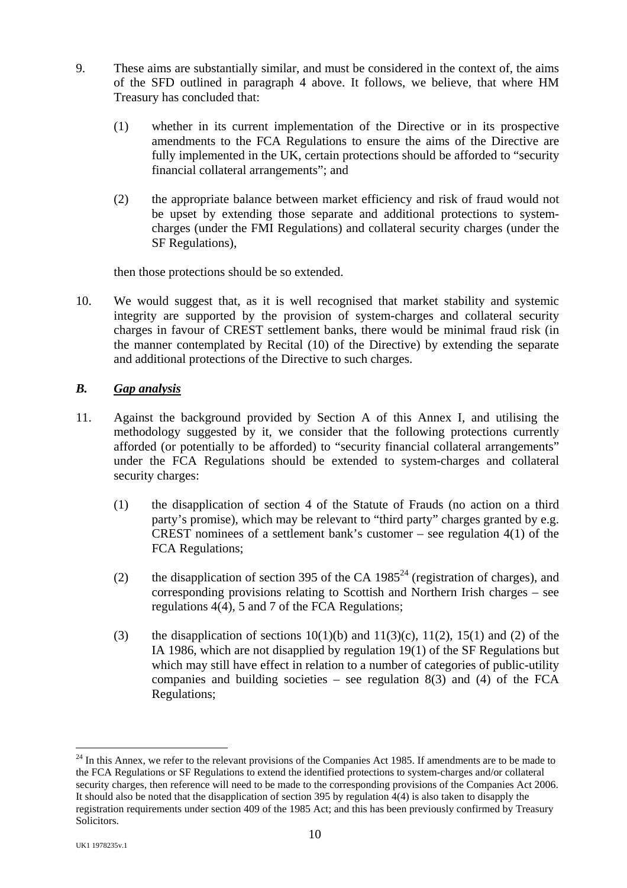9. These aims are substantially similar, and must be considered in the context of, the aims of the SFD outlined in paragraph 4 above. It follows, we believe, that where HM Treasury has concluded that:

   (1) whether in its current implementation of the Directive or in its prospective amendments to the FCA Regulations to ensure the aims of the Directive are fully implemented in the UK, certain protections should be afforded to "security financial collateral arrangements"; and

   (2) the appropriate balance between market efficiency and risk of fraud would not be upset by extending those separate and additional protections to system-charges (under the FMI Regulations) and collateral security charges (under the SF Regulations),

   then those protections should be so extended.

10. We would suggest that, as it is well recognised that market stability and systemic integrity are supported by the provision of system-charges and collateral security charges in favour of CREST settlement banks, there would be minimal fraud risk (in the manner contemplated by Recital (10) of the Directive) by extending the separate and additional protections of the Directive to such charges.

## *B. Gap analysis*

11. Against the background provided by Section A of this Annex I, and utilising the methodology suggested by it, we consider that the following protections currently afforded (or potentially to be afforded) to "security financial collateral arrangements" under the FCA Regulations should be extended to system-charges and collateral security charges:

    (1) the disapplication of section 4 of the Statute of Frauds (no action on a third party's promise), which may be relevant to "third party" charges granted by e.g. CREST nominees of a settlement bank's customer – see regulation 4(1) of the FCA Regulations;

    (2) the disapplication of section 395 of the CA 1985[24] (registration of charges), and corresponding provisions relating to Scottish and Northern Irish charges – see regulations 4(4), 5 and 7 of the FCA Regulations;

    (3) the disapplication of sections 10(1)(b) and 11(3)(c), 11(2), 15(1) and (2) of the IA 1986, which are not disapplied by regulation 19(1) of the SF Regulations but which may still have effect in relation to a number of categories of public-utility companies and building societies – see regulation 8(3) and (4) of the FCA Regulations;

---

[24] In this Annex, we refer to the relevant provisions of the Companies Act 1985. If amendments are to be made to the FCA Regulations or SF Regulations to extend the identified protections to system-charges and/or collateral security charges, then reference will need to be made to the corresponding provisions of the Companies Act 2006. It should also be noted that the disapplication of section 395 by regulation 4(4) is also taken to disapply the registration requirements under section 409 of the 1985 Act; and this has been previously confirmed by Treasury Solicitors.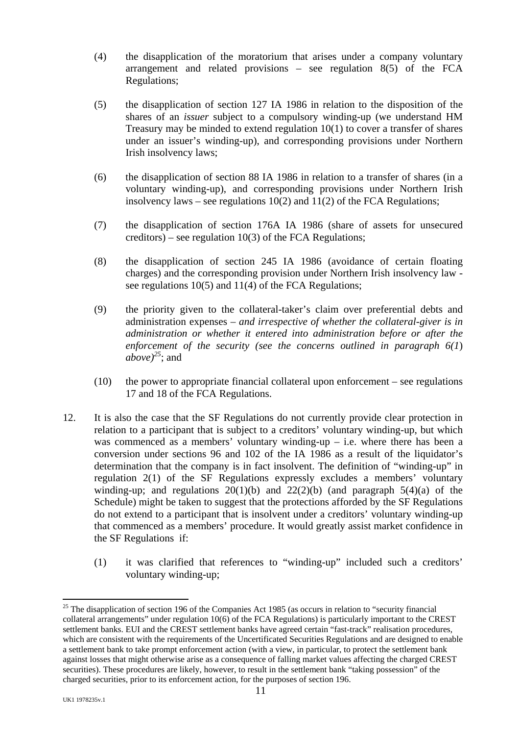(4) the disapplication of the moratorium that arises under a company voluntary arrangement and related provisions – see regulation 8(5) of the FCA Regulations;

(5) the disapplication of section 127 IA 1986 in relation to the disposition of the shares of an *issuer* subject to a compulsory winding-up (we understand HM Treasury may be minded to extend regulation 10(1) to cover a transfer of shares under an issuer's winding-up), and corresponding provisions under Northern Irish insolvency laws;

(6) the disapplication of section 88 IA 1986 in relation to a transfer of shares (in a voluntary winding-up), and corresponding provisions under Northern Irish insolvency laws – see regulations 10(2) and 11(2) of the FCA Regulations;

(7) the disapplication of section 176A IA 1986 (share of assets for unsecured creditors) – see regulation 10(3) of the FCA Regulations;

(8) the disapplication of section 245 IA 1986 (avoidance of certain floating charges) and the corresponding provision under Northern Irish insolvency law - see regulations 10(5) and 11(4) of the FCA Regulations;

(9) the priority given to the collateral-taker's claim over preferential debts and administration expenses – *and irrespective of whether the collateral-giver is in administration or whether it entered into administration before or after the enforcement of the security (see the concerns outlined in paragraph 6(1) above)*[25]; and

(10) the power to appropriate financial collateral upon enforcement – see regulations 17 and 18 of the FCA Regulations.

12. It is also the case that the SF Regulations do not currently provide clear protection in relation to a participant that is subject to a creditors' voluntary winding-up, but which was commenced as a members' voluntary winding-up – i.e. where there has been a conversion under sections 96 and 102 of the IA 1986 as a result of the liquidator's determination that the company is in fact insolvent. The definition of "winding-up" in regulation 2(1) of the SF Regulations expressly excludes a members' voluntary winding-up; and regulations 20(1)(b) and 22(2)(b) (and paragraph 5(4)(a) of the Schedule) might be taken to suggest that the protections afforded by the SF Regulations do not extend to a participant that is insolvent under a creditors' voluntary winding-up that commenced as a members' procedure. It would greatly assist market confidence in the SF Regulations if:

(1) it was clarified that references to "winding-up" included such a creditors' voluntary winding-up;

---

[25] The disapplication of section 196 of the Companies Act 1985 (as occurs in relation to "security financial collateral arrangements" under regulation 10(6) of the FCA Regulations) is particularly important to the CREST settlement banks. EUI and the CREST settlement banks have agreed certain "fast-track" realisation procedures, which are consistent with the requirements of the Uncertificated Securities Regulations and are designed to enable a settlement bank to take prompt enforcement action (with a view, in particular, to protect the settlement bank against losses that might otherwise arise as a consequence of falling market values affecting the charged CREST securities). These procedures are likely, however, to result in the settlement bank "taking possession" of the charged securities, prior to its enforcement action, for the purposes of section 196.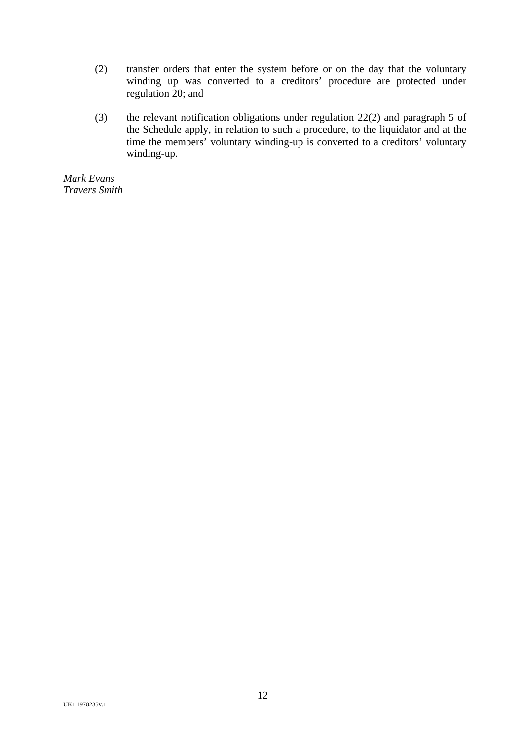(2) transfer orders that enter the system before or on the day that the voluntary winding up was converted to a creditors' procedure are protected under regulation 20; and

(3) the relevant notification obligations under regulation 22(2) and paragraph 5 of the Schedule apply, in relation to such a procedure, to the liquidator and at the time the members' voluntary winding-up is converted to a creditors' voluntary winding-up.

*Mark Evans*
*Travers Smith*

UK1 1978235v.1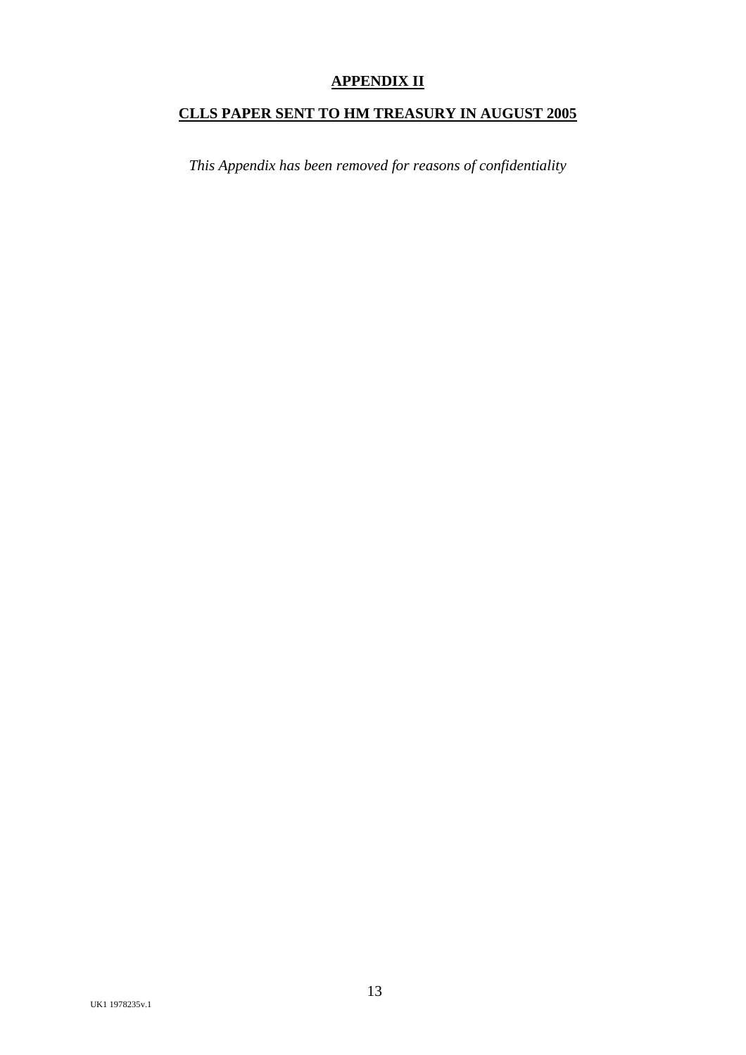# APPENDIX II

## CLLS PAPER SENT TO HM TREASURY IN AUGUST 2005

*This Appendix has been removed for reasons of confidentiality*